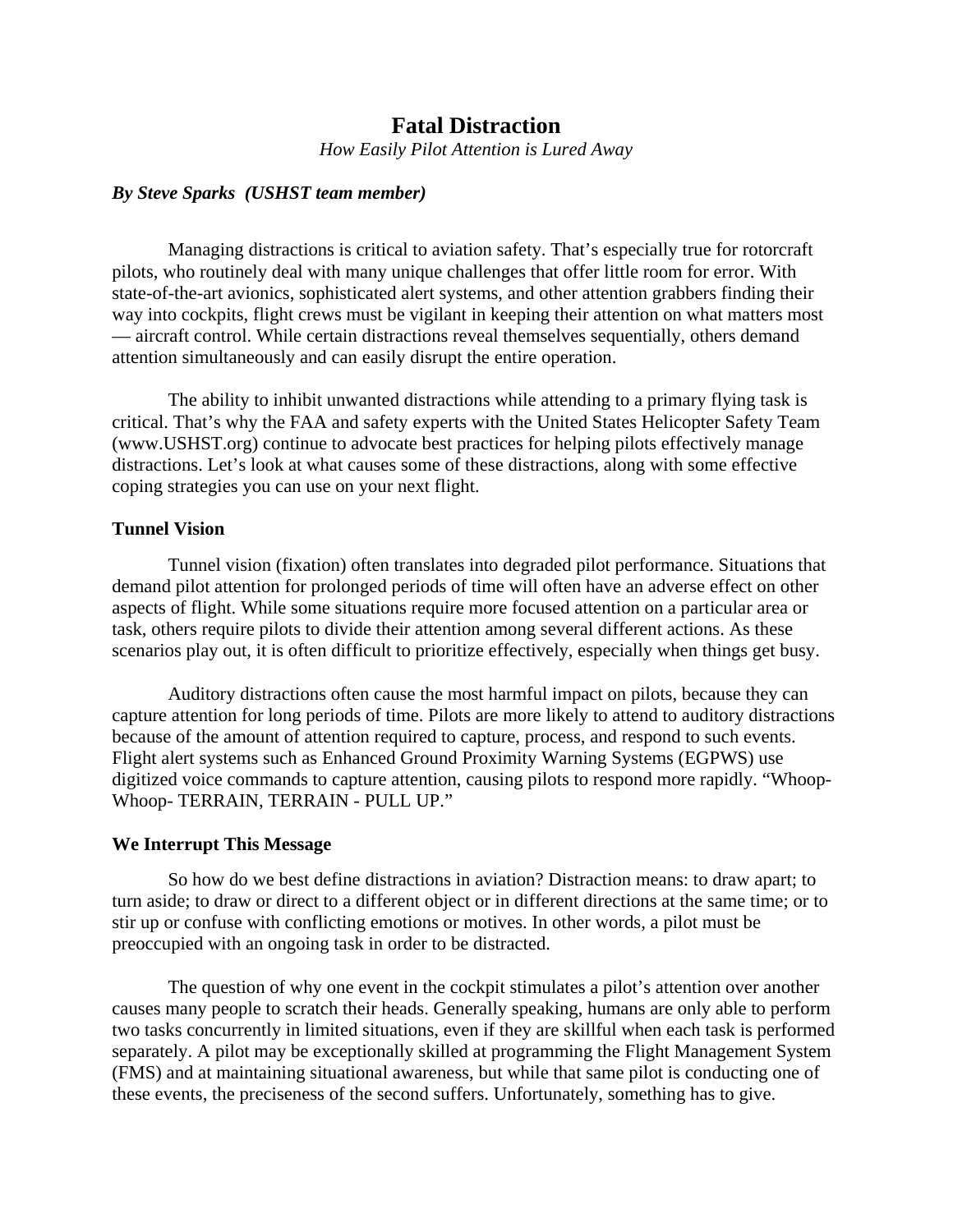# Fatal Distraction

*How Easily Pilot Attention is Lured Away*

***By Steve Sparks (USHST team member)***

Managing distractions is critical to aviation safety. That's especially true for rotorcraft pilots, who routinely deal with many unique challenges that offer little room for error. With state-of-the-art avionics, sophisticated alert systems, and other attention grabbers finding their way into cockpits, flight crews must be vigilant in keeping their attention on what matters most — aircraft control. While certain distractions reveal themselves sequentially, others demand attention simultaneously and can easily disrupt the entire operation.

The ability to inhibit unwanted distractions while attending to a primary flying task is critical. That's why the FAA and safety experts with the United States Helicopter Safety Team (www.USHST.org) continue to advocate best practices for helping pilots effectively manage distractions. Let's look at what causes some of these distractions, along with some effective coping strategies you can use on your next flight.

## Tunnel Vision

Tunnel vision (fixation) often translates into degraded pilot performance. Situations that demand pilot attention for prolonged periods of time will often have an adverse effect on other aspects of flight. While some situations require more focused attention on a particular area or task, others require pilots to divide their attention among several different actions. As these scenarios play out, it is often difficult to prioritize effectively, especially when things get busy.

Auditory distractions often cause the most harmful impact on pilots, because they can capture attention for long periods of time. Pilots are more likely to attend to auditory distractions because of the amount of attention required to capture, process, and respond to such events. Flight alert systems such as Enhanced Ground Proximity Warning Systems (EGPWS) use digitized voice commands to capture attention, causing pilots to respond more rapidly. "Whoop-Whoop- TERRAIN, TERRAIN - PULL UP."

## We Interrupt This Message

So how do we best define distractions in aviation? Distraction means: to draw apart; to turn aside; to draw or direct to a different object or in different directions at the same time; or to stir up or confuse with conflicting emotions or motives. In other words, a pilot must be preoccupied with an ongoing task in order to be distracted.

The question of why one event in the cockpit stimulates a pilot's attention over another causes many people to scratch their heads. Generally speaking, humans are only able to perform two tasks concurrently in limited situations, even if they are skillful when each task is performed separately. A pilot may be exceptionally skilled at programming the Flight Management System (FMS) and at maintaining situational awareness, but while that same pilot is conducting one of these events, the preciseness of the second suffers. Unfortunately, something has to give.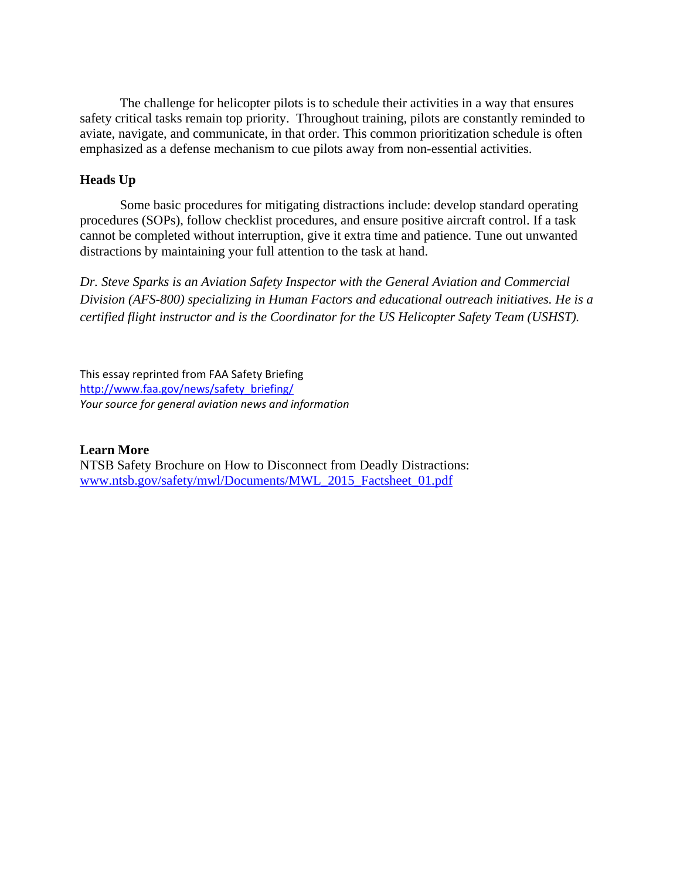The challenge for helicopter pilots is to schedule their activities in a way that ensures safety critical tasks remain top priority. Throughout training, pilots are constantly reminded to aviate, navigate, and communicate, in that order. This common prioritization schedule is often emphasized as a defense mechanism to cue pilots away from non-essential activities.

**Heads Up**

Some basic procedures for mitigating distractions include: develop standard operating procedures (SOPs), follow checklist procedures, and ensure positive aircraft control. If a task cannot be completed without interruption, give it extra time and patience. Tune out unwanted distractions by maintaining your full attention to the task at hand.

*Dr. Steve Sparks is an Aviation Safety Inspector with the General Aviation and Commercial Division (AFS-800) specializing in Human Factors and educational outreach initiatives. He is a certified flight instructor and is the Coordinator for the US Helicopter Safety Team (USHST).*

This essay reprinted from FAA Safety Briefing
http://www.faa.gov/news/safety_briefing/
*Your source for general aviation news and information*

**Learn More**
NTSB Safety Brochure on How to Disconnect from Deadly Distractions:
www.ntsb.gov/safety/mwl/Documents/MWL_2015_Factsheet_01.pdf